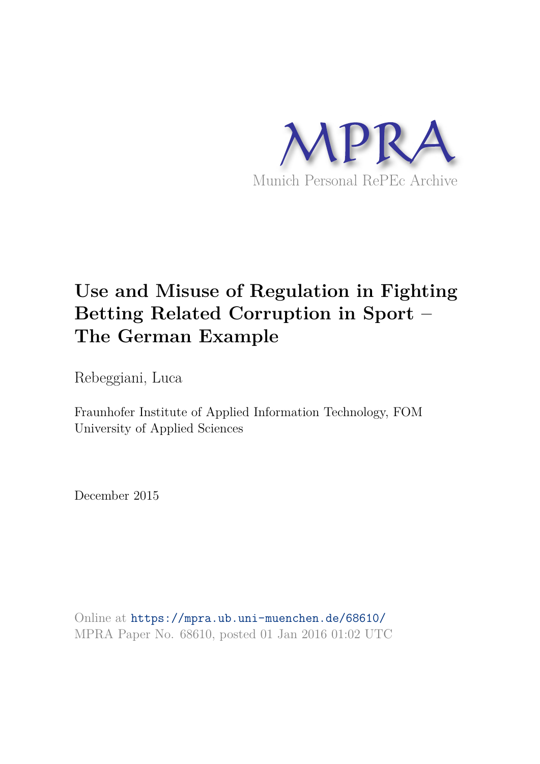MPRA

Munich Personal RePEc Archive

# Use and Misuse of Regulation in Fighting Betting Related Corruption in Sport – The German Example

Rebeggiani, Luca

Fraunhofer Institute of Applied Information Technology, FOM University of Applied Sciences

December 2015

Online at https://mpra.ub.uni-muenchen.de/68610/
MPRA Paper No. 68610, posted 01 Jan 2016 01:02 UTC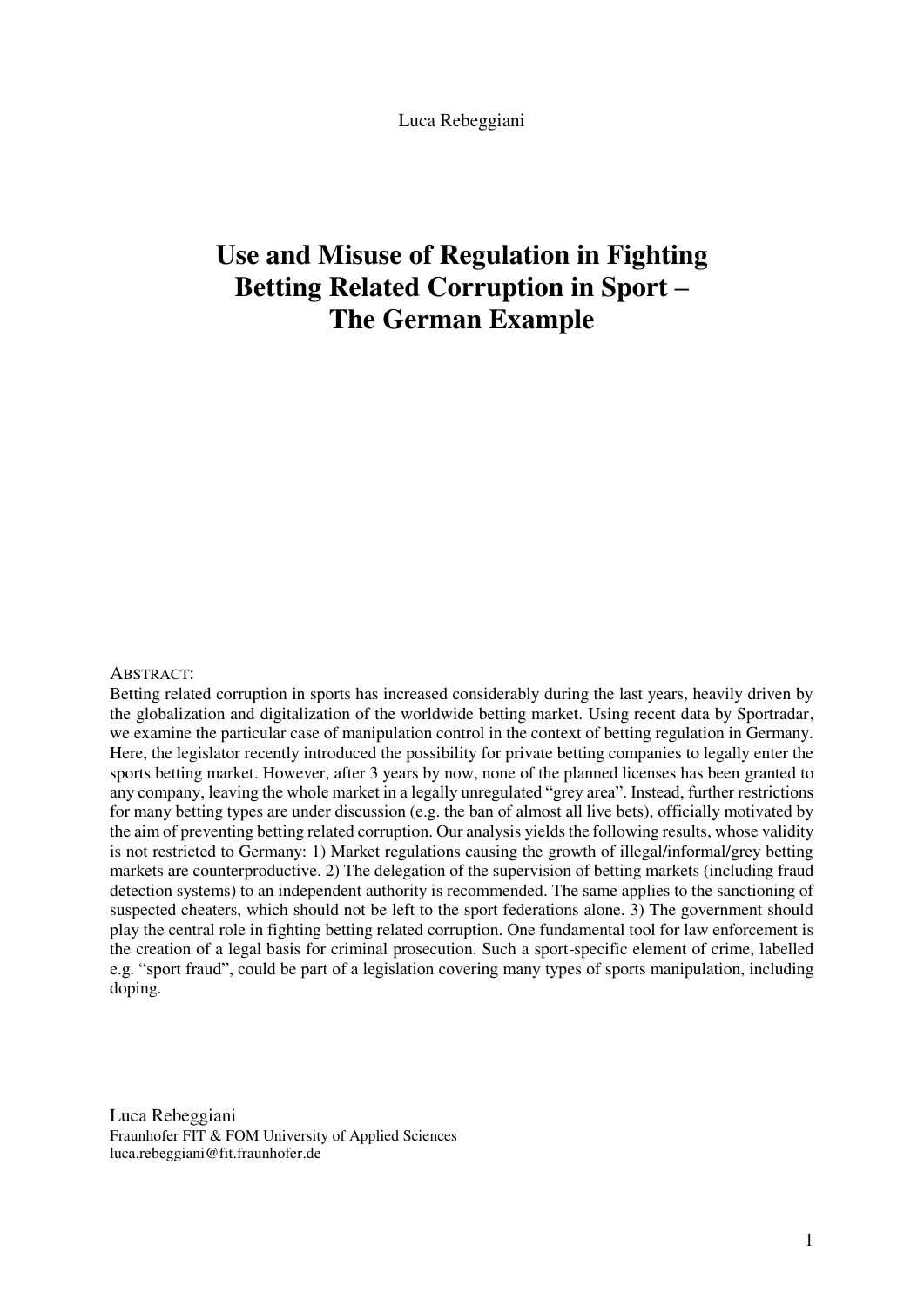Luca Rebeggiani

# Use and Misuse of Regulation in Fighting Betting Related Corruption in Sport – The German Example

ABSTRACT:

Betting related corruption in sports has increased considerably during the last years, heavily driven by the globalization and digitalization of the worldwide betting market. Using recent data by Sportradar, we examine the particular case of manipulation control in the context of betting regulation in Germany. Here, the legislator recently introduced the possibility for private betting companies to legally enter the sports betting market. However, after 3 years by now, none of the planned licenses has been granted to any company, leaving the whole market in a legally unregulated "grey area". Instead, further restrictions for many betting types are under discussion (e.g. the ban of almost all live bets), officially motivated by the aim of preventing betting related corruption. Our analysis yields the following results, whose validity is not restricted to Germany: 1) Market regulations causing the growth of illegal/informal/grey betting markets are counterproductive. 2) The delegation of the supervision of betting markets (including fraud detection systems) to an independent authority is recommended. The same applies to the sanctioning of suspected cheaters, which should not be left to the sport federations alone. 3) The government should play the central role in fighting betting related corruption. One fundamental tool for law enforcement is the creation of a legal basis for criminal prosecution. Such a sport-specific element of crime, labelled e.g. "sport fraud", could be part of a legislation covering many types of sports manipulation, including doping.

Luca Rebeggiani
Fraunhofer FIT & FOM University of Applied Sciences
luca.rebeggiani@fit.fraunhofer.de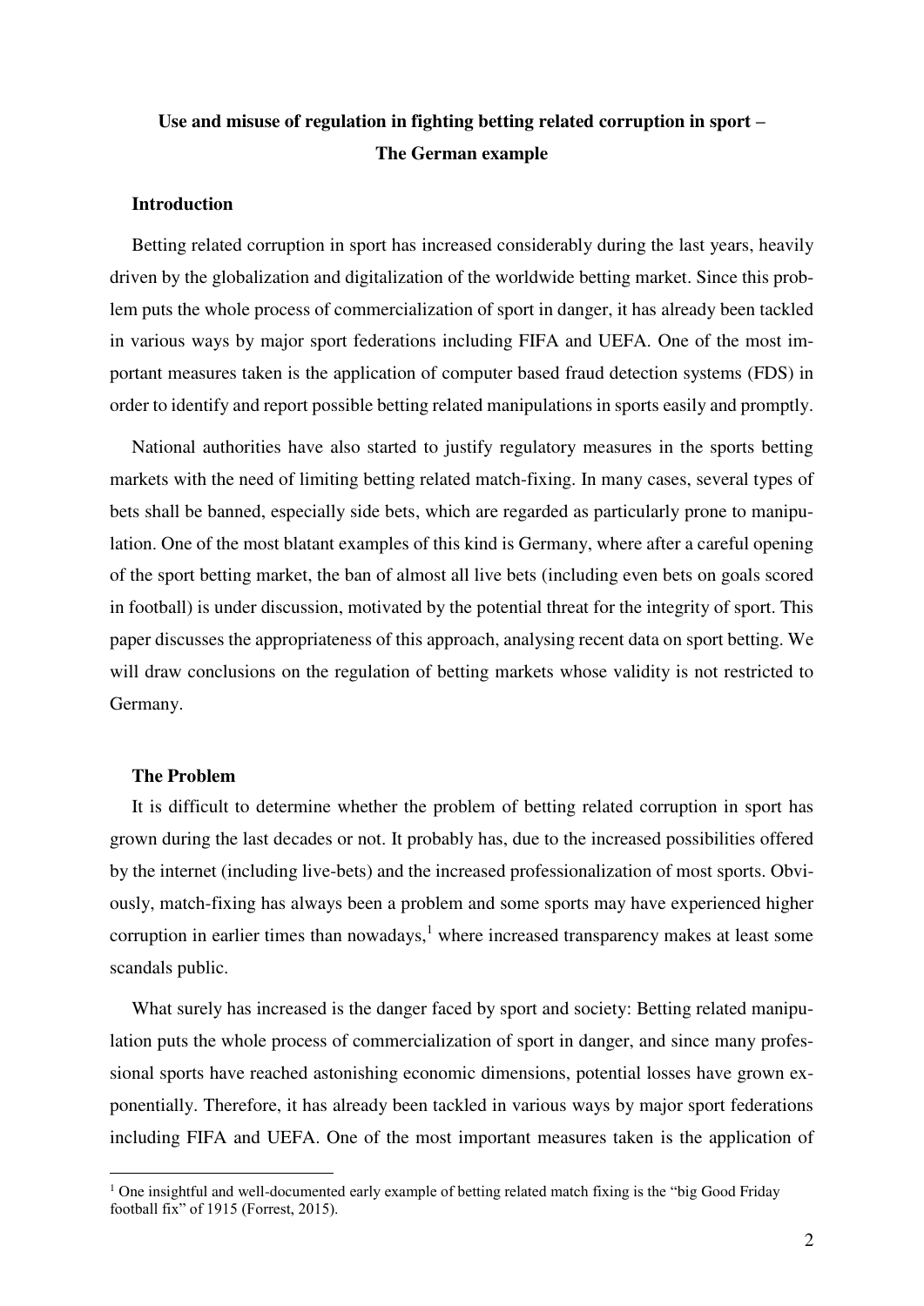**Use and misuse of regulation in fighting betting related corruption in sport – The German example**

**Introduction**

Betting related corruption in sport has increased considerably during the last years, heavily driven by the globalization and digitalization of the worldwide betting market. Since this problem puts the whole process of commercialization of sport in danger, it has already been tackled in various ways by major sport federations including FIFA and UEFA. One of the most important measures taken is the application of computer based fraud detection systems (FDS) in order to identify and report possible betting related manipulations in sports easily and promptly.

National authorities have also started to justify regulatory measures in the sports betting markets with the need of limiting betting related match-fixing. In many cases, several types of bets shall be banned, especially side bets, which are regarded as particularly prone to manipulation. One of the most blatant examples of this kind is Germany, where after a careful opening of the sport betting market, the ban of almost all live bets (including even bets on goals scored in football) is under discussion, motivated by the potential threat for the integrity of sport. This paper discusses the appropriateness of this approach, analysing recent data on sport betting. We will draw conclusions on the regulation of betting markets whose validity is not restricted to Germany.

**The Problem**

It is difficult to determine whether the problem of betting related corruption in sport has grown during the last decades or not. It probably has, due to the increased possibilities offered by the internet (including live-bets) and the increased professionalization of most sports. Obviously, match-fixing has always been a problem and some sports may have experienced higher corruption in earlier times than nowadays,[1] where increased transparency makes at least some scandals public.

What surely has increased is the danger faced by sport and society: Betting related manipulation puts the whole process of commercialization of sport in danger, and since many professional sports have reached astonishing economic dimensions, potential losses have grown exponentially. Therefore, it has already been tackled in various ways by major sport federations including FIFA and UEFA. One of the most important measures taken is the application of

[1] One insightful and well-documented early example of betting related match fixing is the "big Good Friday football fix" of 1915 (Forrest, 2015).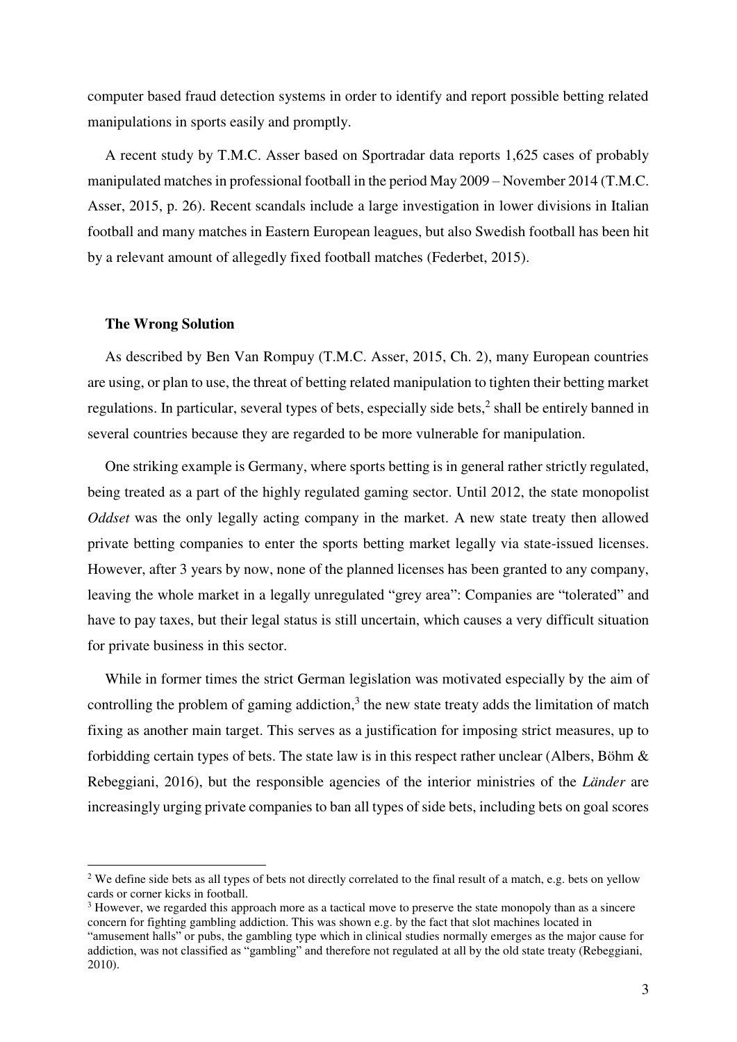computer based fraud detection systems in order to identify and report possible betting related manipulations in sports easily and promptly.

A recent study by T.M.C. Asser based on Sportradar data reports 1,625 cases of probably manipulated matches in professional football in the period May 2009 – November 2014 (T.M.C. Asser, 2015, p. 26). Recent scandals include a large investigation in lower divisions in Italian football and many matches in Eastern European leagues, but also Swedish football has been hit by a relevant amount of allegedly fixed football matches (Federbet, 2015).

### The Wrong Solution

As described by Ben Van Rompuy (T.M.C. Asser, 2015, Ch. 2), many European countries are using, or plan to use, the threat of betting related manipulation to tighten their betting market regulations. In particular, several types of bets, especially side bets,[2] shall be entirely banned in several countries because they are regarded to be more vulnerable for manipulation.

One striking example is Germany, where sports betting is in general rather strictly regulated, being treated as a part of the highly regulated gaming sector. Until 2012, the state monopolist *Oddset* was the only legally acting company in the market. A new state treaty then allowed private betting companies to enter the sports betting market legally via state-issued licenses. However, after 3 years by now, none of the planned licenses has been granted to any company, leaving the whole market in a legally unregulated "grey area": Companies are "tolerated" and have to pay taxes, but their legal status is still uncertain, which causes a very difficult situation for private business in this sector.

While in former times the strict German legislation was motivated especially by the aim of controlling the problem of gaming addiction,[3] the new state treaty adds the limitation of match fixing as another main target. This serves as a justification for imposing strict measures, up to forbidding certain types of bets. The state law is in this respect rather unclear (Albers, Böhm & Rebeggiani, 2016), but the responsible agencies of the interior ministries of the *Länder* are increasingly urging private companies to ban all types of side bets, including bets on goal scores

---

[2] We define side bets as all types of bets not directly correlated to the final result of a match, e.g. bets on yellow cards or corner kicks in football.

[3] However, we regarded this approach more as a tactical move to preserve the state monopoly than as a sincere concern for fighting gambling addiction. This was shown e.g. by the fact that slot machines located in "amusement halls" or pubs, the gambling type which in clinical studies normally emerges as the major cause for addiction, was not classified as "gambling" and therefore not regulated at all by the old state treaty (Rebeggiani, 2010).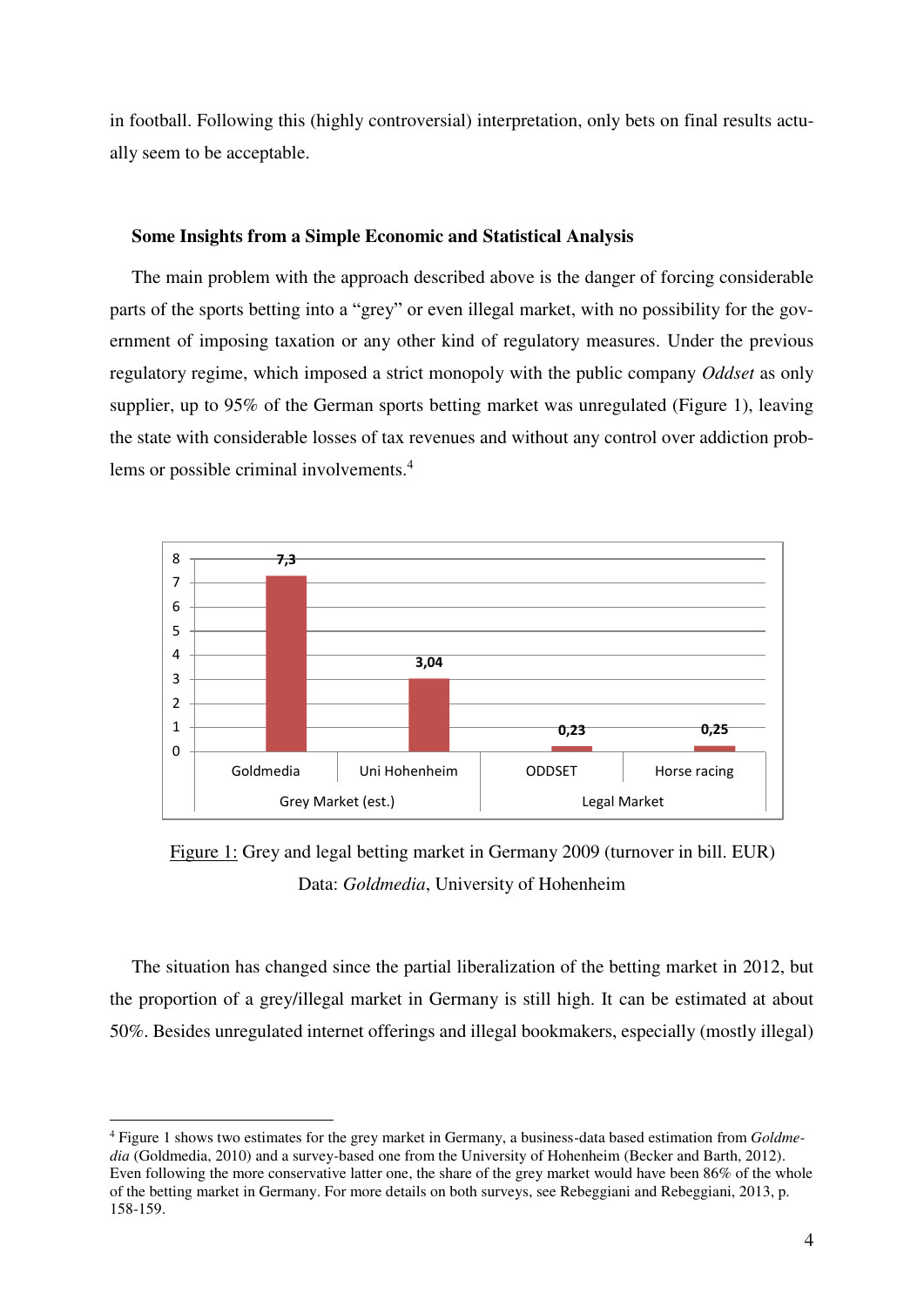in football. Following this (highly controversial) interpretation, only bets on final results actually seem to be acceptable.

## Some Insights from a Simple Economic and Statistical Analysis

The main problem with the approach described above is the danger of forcing considerable parts of the sports betting into a "grey" or even illegal market, with no possibility for the government of imposing taxation or any other kind of regulatory measures. Under the previous regulatory regime, which imposed a strict monopoly with the public company *Oddset* as only supplier, up to 95% of the German sports betting market was unregulated (Figure 1), leaving the state with considerable losses of tax revenues and without any control over addiction problems or possible criminal involvements.[4]

| Grey Market (est.) | | Legal Market | |
|---|---|---|---|
| Goldmedia | Uni Hohenheim | ODDSET | Horse racing |
| 7,3 | 3,04 | 0,23 | 0,25 |

Figure 1: Grey and legal betting market in Germany 2009 (turnover in bill. EUR)
Data: *Goldmedia*, University of Hohenheim

The situation has changed since the partial liberalization of the betting market in 2012, but the proportion of a grey/illegal market in Germany is still high. It can be estimated at about 50%. Besides unregulated internet offerings and illegal bookmakers, especially (mostly illegal)

[4] Figure 1 shows two estimates for the grey market in Germany, a business-data based estimation from *Goldmedia* (Goldmedia, 2010) and a survey-based one from the University of Hohenheim (Becker and Barth, 2012). Even following the more conservative latter one, the share of the grey market would have been 86% of the whole of the betting market in Germany. For more details on both surveys, see Rebeggiani and Rebeggiani, 2013, p. 158-159.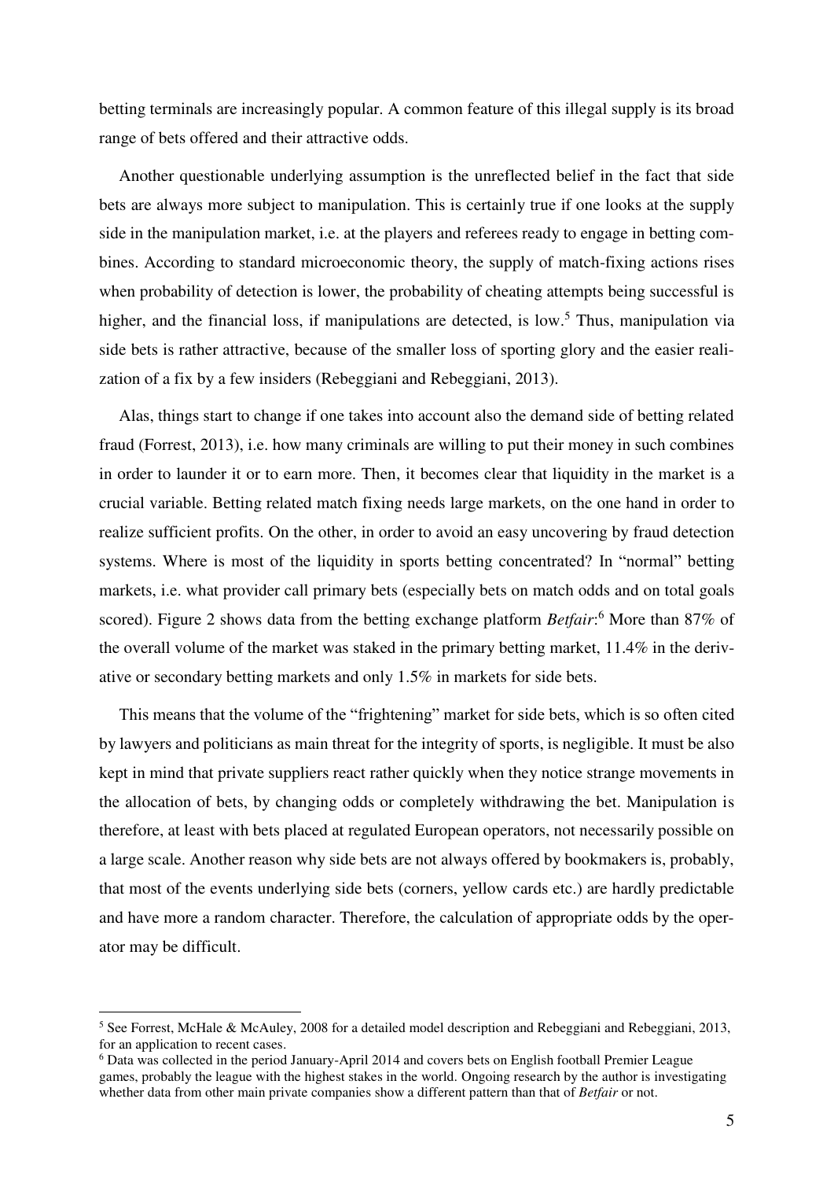betting terminals are increasingly popular. A common feature of this illegal supply is its broad range of bets offered and their attractive odds.

Another questionable underlying assumption is the unreflected belief in the fact that side bets are always more subject to manipulation. This is certainly true if one looks at the supply side in the manipulation market, i.e. at the players and referees ready to engage in betting combines. According to standard microeconomic theory, the supply of match-fixing actions rises when probability of detection is lower, the probability of cheating attempts being successful is higher, and the financial loss, if manipulations are detected, is low.[5] Thus, manipulation via side bets is rather attractive, because of the smaller loss of sporting glory and the easier realization of a fix by a few insiders (Rebeggiani and Rebeggiani, 2013).

Alas, things start to change if one takes into account also the demand side of betting related fraud (Forrest, 2013), i.e. how many criminals are willing to put their money in such combines in order to launder it or to earn more. Then, it becomes clear that liquidity in the market is a crucial variable. Betting related match fixing needs large markets, on the one hand in order to realize sufficient profits. On the other, in order to avoid an easy uncovering by fraud detection systems. Where is most of the liquidity in sports betting concentrated? In "normal" betting markets, i.e. what provider call primary bets (especially bets on match odds and on total goals scored). Figure 2 shows data from the betting exchange platform *Betfair*:[6] More than 87% of the overall volume of the market was staked in the primary betting market, 11.4% in the derivative or secondary betting markets and only 1.5% in markets for side bets.

This means that the volume of the "frightening" market for side bets, which is so often cited by lawyers and politicians as main threat for the integrity of sports, is negligible. It must be also kept in mind that private suppliers react rather quickly when they notice strange movements in the allocation of bets, by changing odds or completely withdrawing the bet. Manipulation is therefore, at least with bets placed at regulated European operators, not necessarily possible on a large scale. Another reason why side bets are not always offered by bookmakers is, probably, that most of the events underlying side bets (corners, yellow cards etc.) are hardly predictable and have more a random character. Therefore, the calculation of appropriate odds by the operator may be difficult.

---

[5] See Forrest, McHale & McAuley, 2008 for a detailed model description and Rebeggiani and Rebeggiani, 2013, for an application to recent cases.

[6] Data was collected in the period January-April 2014 and covers bets on English football Premier League games, probably the league with the highest stakes in the world. Ongoing research by the author is investigating whether data from other main private companies show a different pattern than that of *Betfair* or not.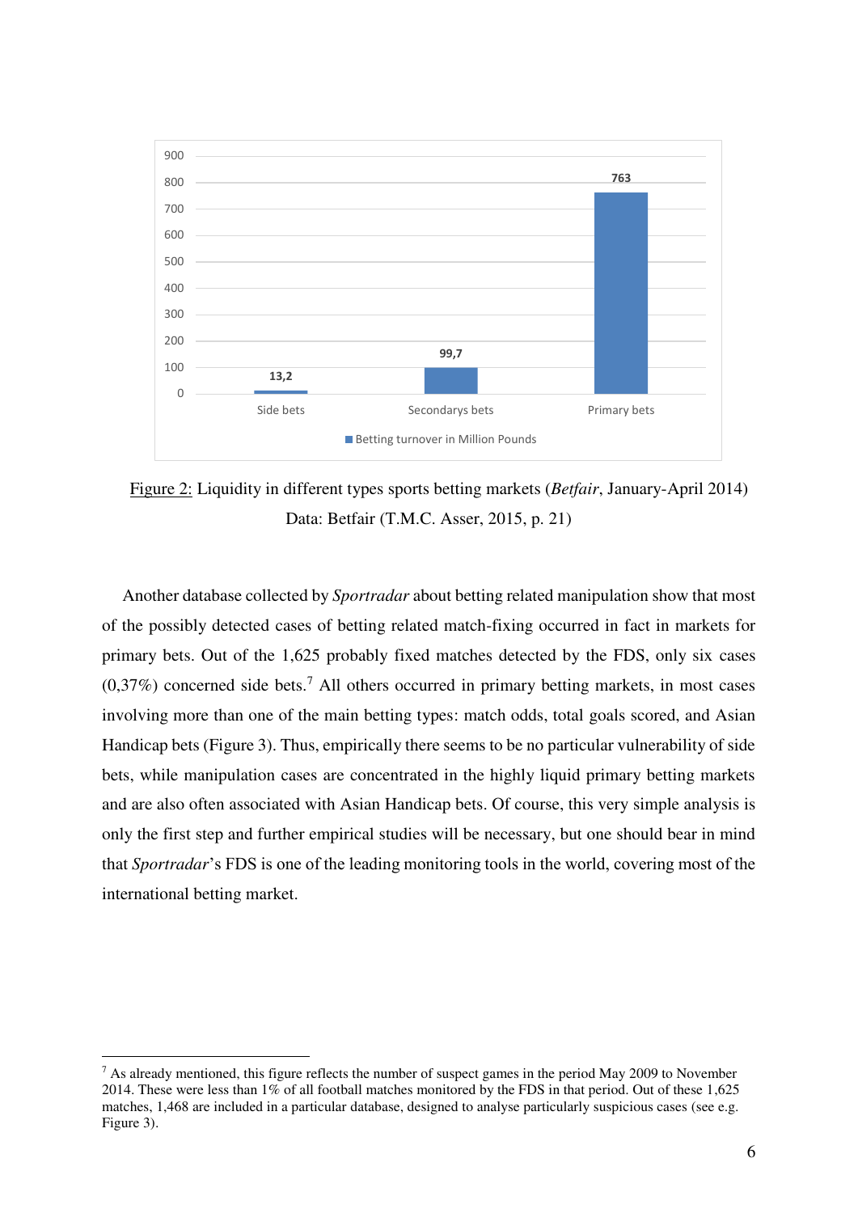Figure 2: Liquidity in different types sports betting markets (*Betfair*, January-April 2014)
Data: Betfair (T.M.C. Asser, 2015, p. 21)

Another database collected by *Sportradar* about betting related manipulation show that most of the possibly detected cases of betting related match-fixing occurred in fact in markets for primary bets. Out of the 1,625 probably fixed matches detected by the FDS, only six cases (0,37%) concerned side bets.[7] All others occurred in primary betting markets, in most cases involving more than one of the main betting types: match odds, total goals scored, and Asian Handicap bets (Figure 3). Thus, empirically there seems to be no particular vulnerability of side bets, while manipulation cases are concentrated in the highly liquid primary betting markets and are also often associated with Asian Handicap bets. Of course, this very simple analysis is only the first step and further empirical studies will be necessary, but one should bear in mind that *Sportradar*'s FDS is one of the leading monitoring tools in the world, covering most of the international betting market.

[7] As already mentioned, this figure reflects the number of suspect games in the period May 2009 to November 2014. These were less than 1% of all football matches monitored by the FDS in that period. Out of these 1,625 matches, 1,468 are included in a particular database, designed to analyse particularly suspicious cases (see e.g. Figure 3).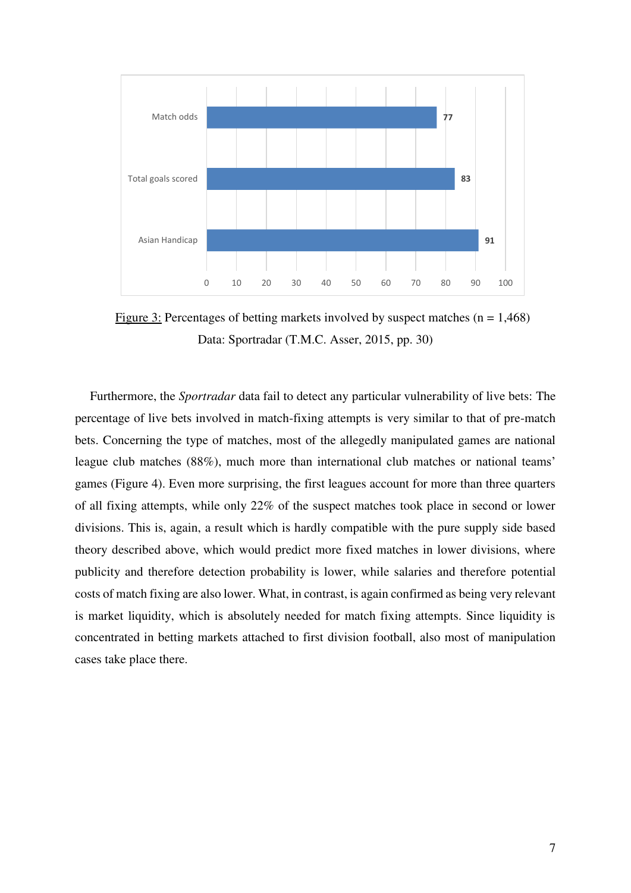| Betting market | Percentage |
|---|---|
| Match odds | 77 |
| Total goals scored | 83 |
| Asian Handicap | 91 |

Figure 3: Percentages of betting markets involved by suspect matches (n = 1,468)
Data: Sportradar (T.M.C. Asser, 2015, pp. 30)

Furthermore, the *Sportradar* data fail to detect any particular vulnerability of live bets: The percentage of live bets involved in match-fixing attempts is very similar to that of pre-match bets. Concerning the type of matches, most of the allegedly manipulated games are national league club matches (88%), much more than international club matches or national teams' games (Figure 4). Even more surprising, the first leagues account for more than three quarters of all fixing attempts, while only 22% of the suspect matches took place in second or lower divisions. This is, again, a result which is hardly compatible with the pure supply side based theory described above, which would predict more fixed matches in lower divisions, where publicity and therefore detection probability is lower, while salaries and therefore potential costs of match fixing are also lower. What, in contrast, is again confirmed as being very relevant is market liquidity, which is absolutely needed for match fixing attempts. Since liquidity is concentrated in betting markets attached to first division football, also most of manipulation cases take place there.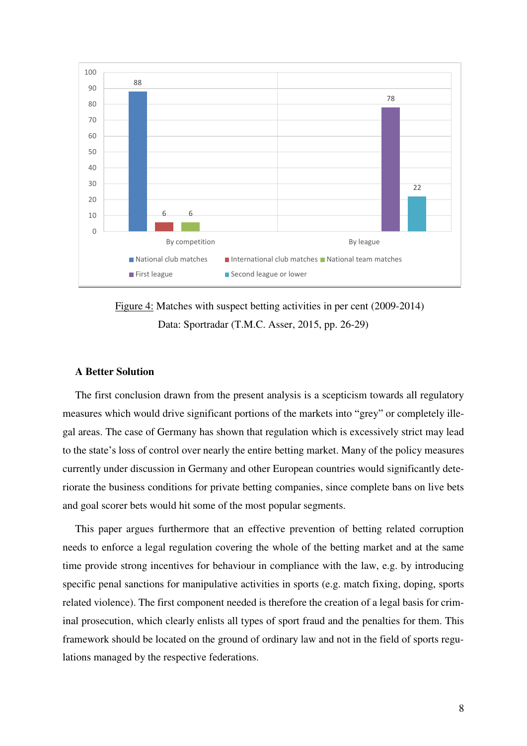| | National club matches | International club matches | National team matches | First league | Second league or lower |
|---|---|---|---|---|---|
| By competition | 88 | 6 | 6 | | |
| By league | | | | 78 | 22 |

Figure 4: Matches with suspect betting activities in per cent (2009-2014)
Data: Sportradar (T.M.C. Asser, 2015, pp. 26-29)

### A Better Solution

The first conclusion drawn from the present analysis is a scepticism towards all regulatory measures which would drive significant portions of the markets into "grey" or completely illegal areas. The case of Germany has shown that regulation which is excessively strict may lead to the state's loss of control over nearly the entire betting market. Many of the policy measures currently under discussion in Germany and other European countries would significantly deteriorate the business conditions for private betting companies, since complete bans on live bets and goal scorer bets would hit some of the most popular segments.

This paper argues furthermore that an effective prevention of betting related corruption needs to enforce a legal regulation covering the whole of the betting market and at the same time provide strong incentives for behaviour in compliance with the law, e.g. by introducing specific penal sanctions for manipulative activities in sports (e.g. match fixing, doping, sports related violence). The first component needed is therefore the creation of a legal basis for criminal prosecution, which clearly enlists all types of sport fraud and the penalties for them. This framework should be located on the ground of ordinary law and not in the field of sports regulations managed by the respective federations.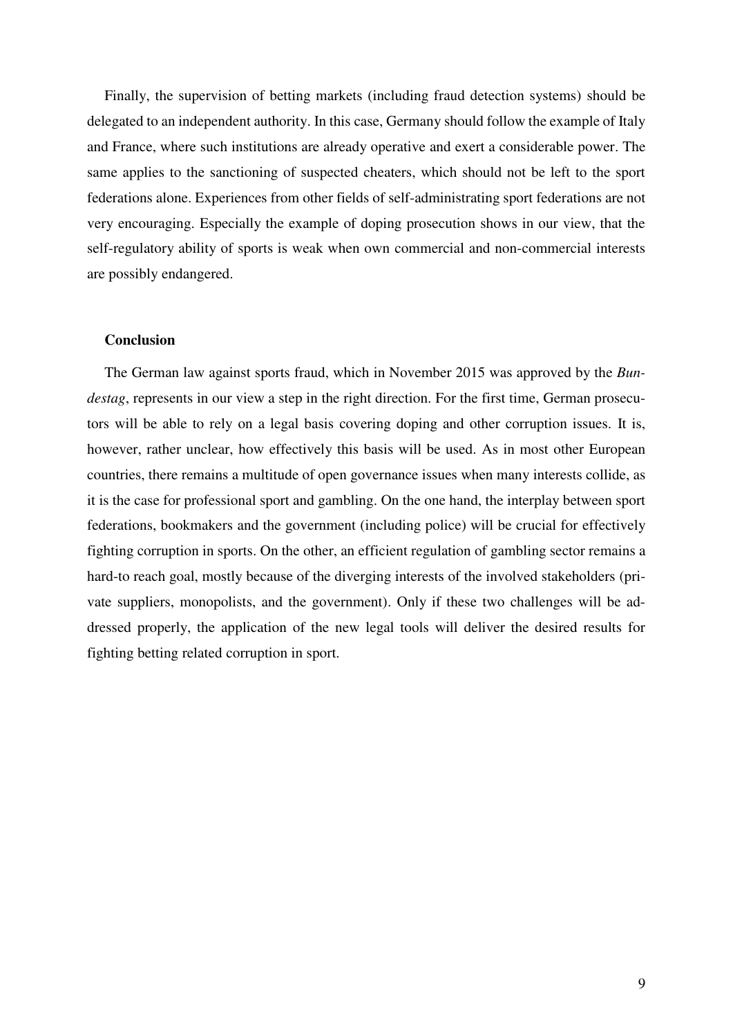Finally, the supervision of betting markets (including fraud detection systems) should be delegated to an independent authority. In this case, Germany should follow the example of Italy and France, where such institutions are already operative and exert a considerable power. The same applies to the sanctioning of suspected cheaters, which should not be left to the sport federations alone. Experiences from other fields of self-administrating sport federations are not very encouraging. Especially the example of doping prosecution shows in our view, that the self-regulatory ability of sports is weak when own commercial and non-commercial interests are possibly endangered.

## Conclusion

The German law against sports fraud, which in November 2015 was approved by the *Bundestag*, represents in our view a step in the right direction. For the first time, German prosecutors will be able to rely on a legal basis covering doping and other corruption issues. It is, however, rather unclear, how effectively this basis will be used. As in most other European countries, there remains a multitude of open governance issues when many interests collide, as it is the case for professional sport and gambling. On the one hand, the interplay between sport federations, bookmakers and the government (including police) will be crucial for effectively fighting corruption in sports. On the other, an efficient regulation of gambling sector remains a hard-to reach goal, mostly because of the diverging interests of the involved stakeholders (private suppliers, monopolists, and the government). Only if these two challenges will be addressed properly, the application of the new legal tools will deliver the desired results for fighting betting related corruption in sport.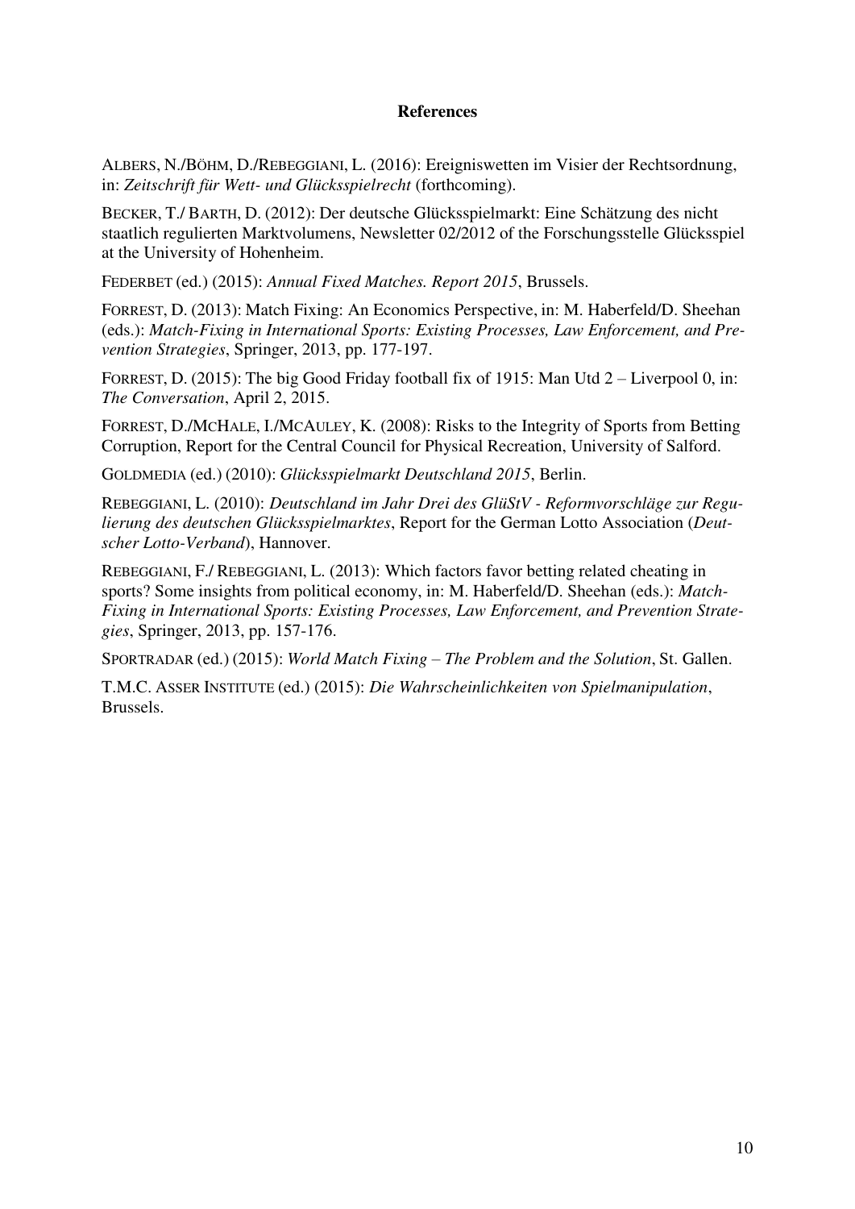**References**

ALBERS, N./BÖHM, D./REBEGGIANI, L. (2016): Ereigniswetten im Visier der Rechtsordnung, in: *Zeitschrift für Wett- und Glücksspielrecht* (forthcoming).

BECKER, T./ BARTH, D. (2012): Der deutsche Glücksspielmarkt: Eine Schätzung des nicht staatlich regulierten Marktvolumens, Newsletter 02/2012 of the Forschungsstelle Glücksspiel at the University of Hohenheim.

FEDERBET (ed.) (2015): *Annual Fixed Matches. Report 2015*, Brussels.

FORREST, D. (2013): Match Fixing: An Economics Perspective, in: M. Haberfeld/D. Sheehan (eds.): *Match-Fixing in International Sports: Existing Processes, Law Enforcement, and Prevention Strategies*, Springer, 2013, pp. 177-197.

FORREST, D. (2015): The big Good Friday football fix of 1915: Man Utd 2 – Liverpool 0, in: *The Conversation*, April 2, 2015.

FORREST, D./MCHALE, I./MCAULEY, K. (2008): Risks to the Integrity of Sports from Betting Corruption, Report for the Central Council for Physical Recreation, University of Salford.

GOLDMEDIA (ed.) (2010): *Glücksspielmarkt Deutschland 2015*, Berlin.

REBEGGIANI, L. (2010): *Deutschland im Jahr Drei des GlüStV - Reformvorschläge zur Regulierung des deutschen Glücksspielmarktes*, Report for the German Lotto Association (*Deutscher Lotto-Verband*), Hannover.

REBEGGIANI, F./ REBEGGIANI, L. (2013): Which factors favor betting related cheating in sports? Some insights from political economy, in: M. Haberfeld/D. Sheehan (eds.): *Match-Fixing in International Sports: Existing Processes, Law Enforcement, and Prevention Strategies*, Springer, 2013, pp. 157-176.

SPORTRADAR (ed.) (2015): *World Match Fixing – The Problem and the Solution*, St. Gallen.

T.M.C. ASSER INSTITUTE (ed.) (2015): *Die Wahrscheinlichkeiten von Spielmanipulation*, Brussels.